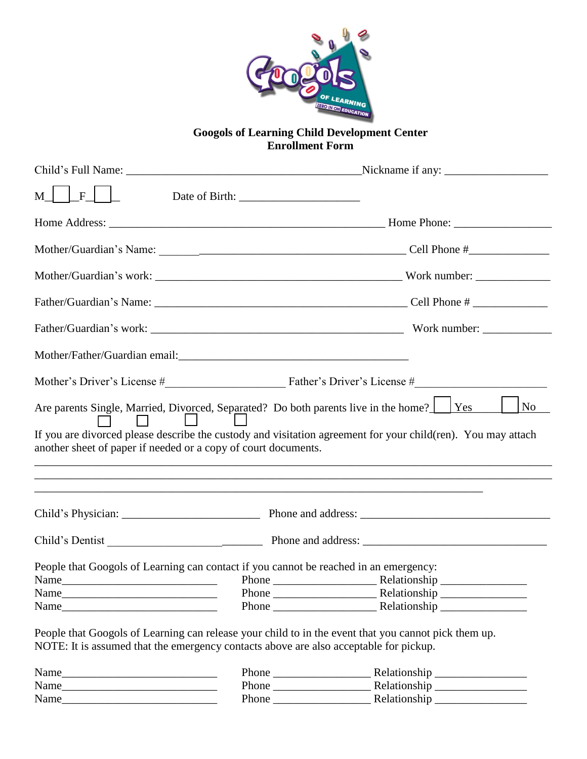**Googols of Learning Child Development Center**
**Enrollment Form**

Child's Full Name: ________________________________________ Nickname if any: _________________

M☐ F☐ Date of Birth: ____________________

Home Address: _______________________________________________ Home Phone: ________________

Mother/Guardian's Name: __________________________________________ Cell Phone #_____________

Mother/Guardian's work: __________________________________________ Work number: ____________

Father/Guardian's Name: __________________________________________ Cell Phone # ____________

Father/Guardian's work: __________________________________________ Work number: ____________

Mother/Father/Guardian email:________________________________________

Mother's Driver's License #____________________ Father's Driver's License #______________________

Are parents Single ☐, Married ☐, Divorced ☐, Separated ☐? Do both parents live in the home? ☐ Yes ☐ No

If you are divorced please describe the custody and visitation agreement for your child(ren). You may attach another sheet of paper if needed or a copy of court documents.

_____________________________________________________________________________________

_____________________________________________________________________________________

_____________________________________________________________________________

Child's Physician: _______________________ Phone and address: _______________________________

Child's Dentist ___________________________ Phone and address: _______________________________

People that Googols of Learning can contact if you cannot be reached in an emergency:

Name___________________________ Phone _________________ Relationship _______________
Name___________________________ Phone _________________ Relationship _______________
Name___________________________ Phone _________________ Relationship _______________

People that Googols of Learning can release your child to in the event that you cannot pick them up.
NOTE: It is assumed that the emergency contacts above are also acceptable for pickup.

Name___________________________ Phone _________________ Relationship _______________
Name___________________________ Phone _________________ Relationship _______________
Name___________________________ Phone _________________ Relationship _______________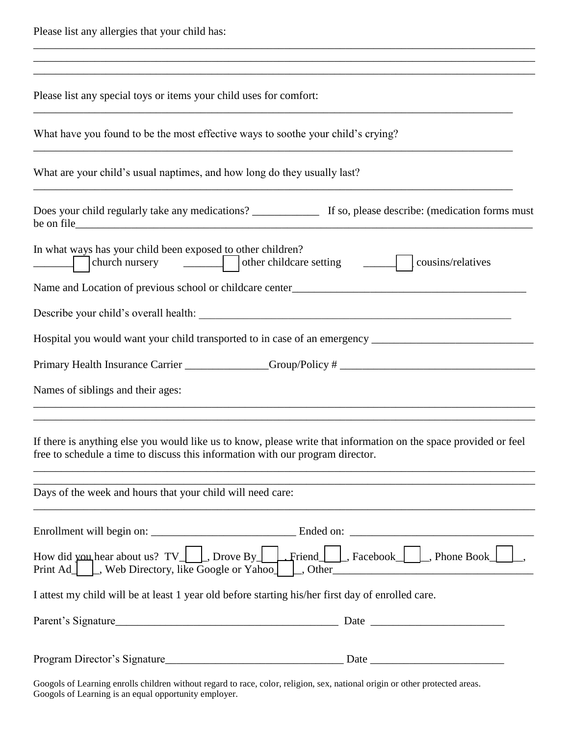Please list any allergies that your child has:

\_\_\_\_\_\_\_\_\_\_\_\_\_\_\_\_\_\_\_\_\_\_\_\_\_\_\_\_\_\_\_\_\_\_\_\_\_\_\_\_\_\_\_\_\_\_\_\_\_\_\_\_\_\_\_\_\_\_\_\_\_\_\_\_\_\_\_\_\_\_\_\_\_\_\_\_\_\_

\_\_\_\_\_\_\_\_\_\_\_\_\_\_\_\_\_\_\_\_\_\_\_\_\_\_\_\_\_\_\_\_\_\_\_\_\_\_\_\_\_\_\_\_\_\_\_\_\_\_\_\_\_\_\_\_\_\_\_\_\_\_\_\_\_\_\_\_\_\_\_\_\_\_\_\_\_\_

\_\_\_\_\_\_\_\_\_\_\_\_\_\_\_\_\_\_\_\_\_\_\_\_\_\_\_\_\_\_\_\_\_\_\_\_\_\_\_\_\_\_\_\_\_\_\_\_\_\_\_\_\_\_\_\_\_\_\_\_\_\_\_\_\_\_\_\_\_\_\_\_\_\_\_\_\_\_

Please list any special toys or items your child uses for comfort:

\_\_\_\_\_\_\_\_\_\_\_\_\_\_\_\_\_\_\_\_\_\_\_\_\_\_\_\_\_\_\_\_\_\_\_\_\_\_\_\_\_\_\_\_\_\_\_\_\_\_\_\_\_\_\_\_\_\_\_\_\_\_\_\_\_\_\_\_\_\_\_\_\_\_\_\_\_\_

What have you found to be the most effective ways to soothe your child's crying?

\_\_\_\_\_\_\_\_\_\_\_\_\_\_\_\_\_\_\_\_\_\_\_\_\_\_\_\_\_\_\_\_\_\_\_\_\_\_\_\_\_\_\_\_\_\_\_\_\_\_\_\_\_\_\_\_\_\_\_\_\_\_\_\_\_\_\_\_\_\_\_\_\_\_\_\_\_\_

What are your child's usual naptimes, and how long do they usually last?

\_\_\_\_\_\_\_\_\_\_\_\_\_\_\_\_\_\_\_\_\_\_\_\_\_\_\_\_\_\_\_\_\_\_\_\_\_\_\_\_\_\_\_\_\_\_\_\_\_\_\_\_\_\_\_\_\_\_\_\_\_\_\_\_\_\_\_\_\_\_\_\_\_\_\_\_\_\_

Does your child regularly take any medications? \_\_\_\_\_\_\_\_\_\_\_\_ If so, please describe: (medication forms must be on file\_\_\_\_\_\_\_\_\_\_\_\_\_\_\_\_\_\_\_\_\_\_\_\_\_\_\_\_\_\_\_\_\_\_\_\_\_\_\_\_\_\_\_\_\_\_\_\_\_\_\_\_\_\_\_\_\_\_\_\_\_\_\_\_\_\_\_\_\_\_\_\_\_\_

In what ways has your child been exposed to other children?
\_\_\_\_\_\_\_ ☐ church nursery \_\_\_\_\_\_\_ ☐ other childcare setting \_\_\_\_\_\_ ☐ cousins/relatives

Name and Location of previous school or childcare center\_\_\_\_\_\_\_\_\_\_\_\_\_\_\_\_\_\_\_\_\_\_\_\_\_\_\_\_\_\_\_\_\_\_\_\_\_\_\_\_\_\_

Describe your child's overall health: \_\_\_\_\_\_\_\_\_\_\_\_\_\_\_\_\_\_\_\_\_\_\_\_\_\_\_\_\_\_\_\_\_\_\_\_\_\_\_\_\_\_\_\_\_\_\_\_\_\_\_\_\_\_\_\_\_

Hospital you would want your child transported to in case of an emergency \_\_\_\_\_\_\_\_\_\_\_\_\_\_\_\_\_\_\_\_\_\_\_\_\_\_\_\_\_

Primary Health Insurance Carrier \_\_\_\_\_\_\_\_\_\_\_\_\_\_\_Group/Policy # \_\_\_\_\_\_\_\_\_\_\_\_\_\_\_\_\_\_\_\_\_\_\_\_\_\_\_\_\_\_\_\_\_\_\_

Names of siblings and their ages:

\_\_\_\_\_\_\_\_\_\_\_\_\_\_\_\_\_\_\_\_\_\_\_\_\_\_\_\_\_\_\_\_\_\_\_\_\_\_\_\_\_\_\_\_\_\_\_\_\_\_\_\_\_\_\_\_\_\_\_\_\_\_\_\_\_\_\_\_\_\_\_\_\_\_\_\_\_\_

\_\_\_\_\_\_\_\_\_\_\_\_\_\_\_\_\_\_\_\_\_\_\_\_\_\_\_\_\_\_\_\_\_\_\_\_\_\_\_\_\_\_\_\_\_\_\_\_\_\_\_\_\_\_\_\_\_\_\_\_\_\_\_\_\_\_\_\_\_\_\_\_\_\_\_\_\_\_

If there is anything else you would like us to know, please write that information on the space provided or feel free to schedule a time to discuss this information with our program director.

\_\_\_\_\_\_\_\_\_\_\_\_\_\_\_\_\_\_\_\_\_\_\_\_\_\_\_\_\_\_\_\_\_\_\_\_\_\_\_\_\_\_\_\_\_\_\_\_\_\_\_\_\_\_\_\_\_\_\_\_\_\_\_\_\_\_\_\_\_\_\_\_\_\_\_\_\_\_

\_\_\_\_\_\_\_\_\_\_\_\_\_\_\_\_\_\_\_\_\_\_\_\_\_\_\_\_\_\_\_\_\_\_\_\_\_\_\_\_\_\_\_\_\_\_\_\_\_\_\_\_\_\_\_\_\_\_\_\_\_\_\_\_\_\_\_\_\_\_\_\_\_\_\_\_\_\_

Days of the week and hours that your child will need care:

\_\_\_\_\_\_\_\_\_\_\_\_\_\_\_\_\_\_\_\_\_\_\_\_\_\_\_\_\_\_\_\_\_\_\_\_\_\_\_\_\_\_\_\_\_\_\_\_\_\_\_\_\_\_\_\_\_\_\_\_\_\_\_\_\_\_\_\_\_\_\_\_\_\_\_\_\_\_

Enrollment will begin on: \_\_\_\_\_\_\_\_\_\_\_\_\_\_\_\_\_\_\_\_\_\_\_\_\_\_ Ended on: \_\_\_\_\_\_\_\_\_\_\_\_\_\_\_\_\_\_\_\_\_\_\_\_\_\_\_\_\_\_\_\_

How did you hear about us? TV ☐, Drove By ☐, Friend ☐, Facebook ☐, Phone Book ☐, Print Ad ☐, Web Directory, like Google or Yahoo ☐, Other\_\_\_\_\_\_\_\_\_\_\_\_\_\_\_\_\_\_\_\_\_\_\_\_\_\_\_\_\_\_\_\_\_\_\_\_

I attest my child will be at least 1 year old before starting his/her first day of enrolled care.

Parent's Signature\_\_\_\_\_\_\_\_\_\_\_\_\_\_\_\_\_\_\_\_\_\_\_\_\_\_\_\_\_\_\_\_\_\_\_\_\_\_\_\_ Date \_\_\_\_\_\_\_\_\_\_\_\_\_\_\_\_\_\_\_\_\_\_\_\_

Program Director's Signature\_\_\_\_\_\_\_\_\_\_\_\_\_\_\_\_\_\_\_\_\_\_\_\_\_\_\_\_\_\_\_\_ Date \_\_\_\_\_\_\_\_\_\_\_\_\_\_\_\_\_\_\_\_\_\_\_\_

Googols of Learning enrolls children without regard to race, color, religion, sex, national origin or other protected areas.
Googols of Learning is an equal opportunity employer.